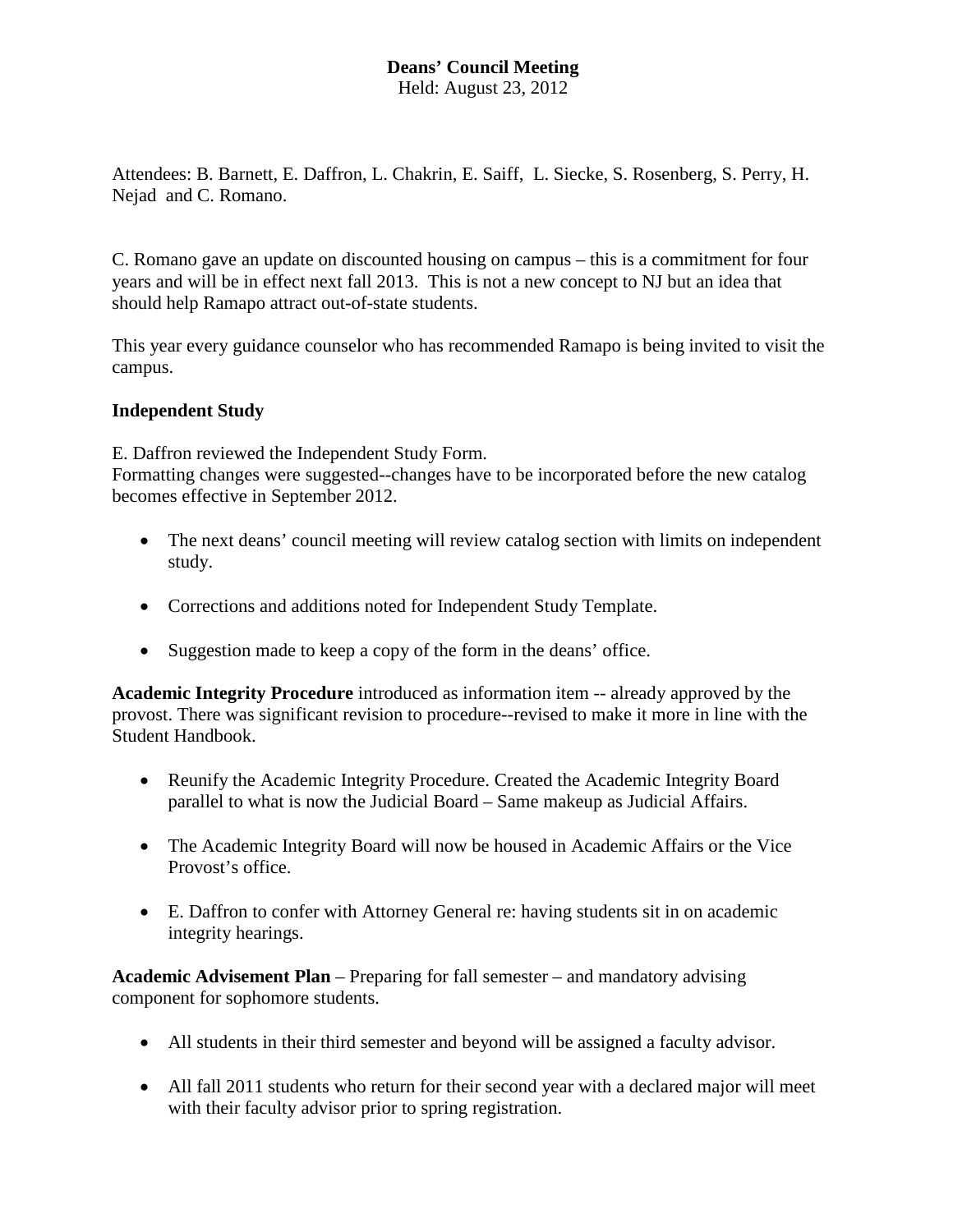# Deans' Council Meeting

Held: August 23, 2012

Attendees: B. Barnett, E. Daffron, L. Chakrin, E. Saiff, L. Siecke, S. Rosenberg, S. Perry, H. Nejad and C. Romano.

C. Romano gave an update on discounted housing on campus – this is a commitment for four years and will be in effect next fall 2013. This is not a new concept to NJ but an idea that should help Ramapo attract out-of-state students.

This year every guidance counselor who has recommended Ramapo is being invited to visit the campus.

**Independent Study**

E. Daffron reviewed the Independent Study Form.
Formatting changes were suggested--changes have to be incorporated before the new catalog becomes effective in September 2012.

- The next deans' council meeting will review catalog section with limits on independent study.
- Corrections and additions noted for Independent Study Template.
- Suggestion made to keep a copy of the form in the deans' office.

**Academic Integrity Procedure** introduced as information item -- already approved by the provost. There was significant revision to procedure--revised to make it more in line with the Student Handbook.

- Reunify the Academic Integrity Procedure. Created the Academic Integrity Board parallel to what is now the Judicial Board – Same makeup as Judicial Affairs.
- The Academic Integrity Board will now be housed in Academic Affairs or the Vice Provost's office.
- E. Daffron to confer with Attorney General re: having students sit in on academic integrity hearings.

**Academic Advisement Plan** – Preparing for fall semester – and mandatory advising component for sophomore students.

- All students in their third semester and beyond will be assigned a faculty advisor.
- All fall 2011 students who return for their second year with a declared major will meet with their faculty advisor prior to spring registration.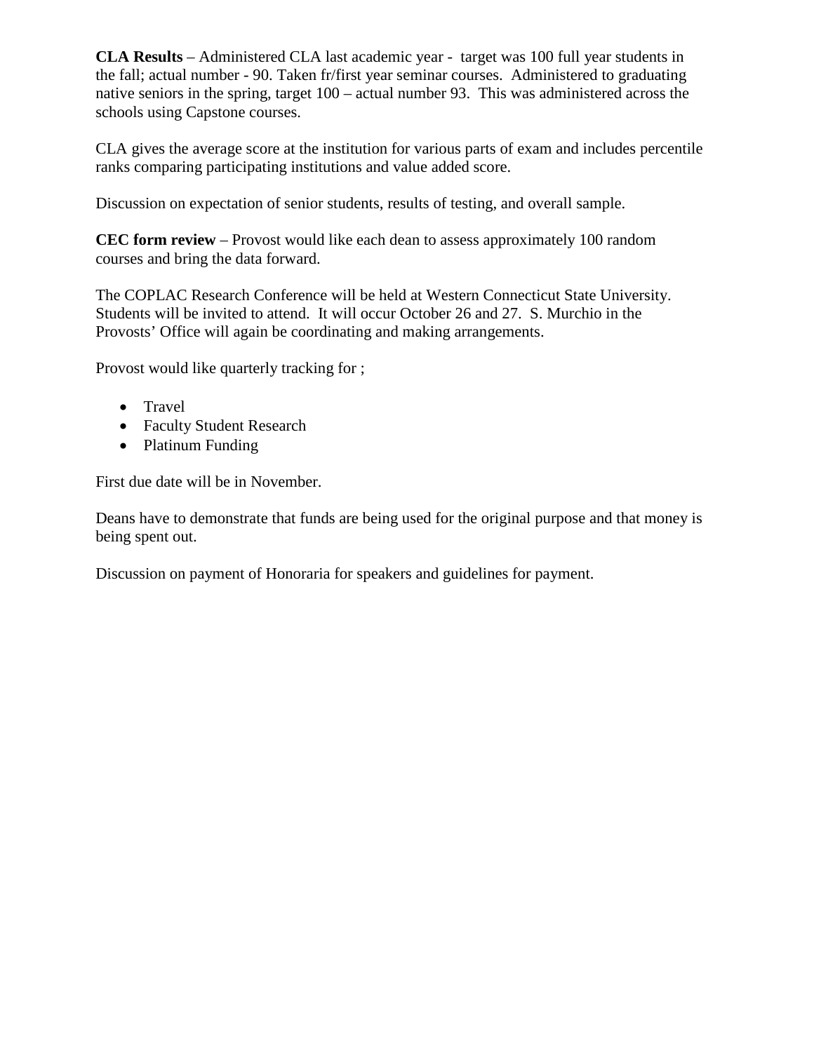**CLA Results** – Administered CLA last academic year - target was 100 full year students in the fall; actual number - 90. Taken fr/first year seminar courses. Administered to graduating native seniors in the spring, target 100 – actual number 93. This was administered across the schools using Capstone courses.

CLA gives the average score at the institution for various parts of exam and includes percentile ranks comparing participating institutions and value added score.

Discussion on expectation of senior students, results of testing, and overall sample.

**CEC form review** – Provost would like each dean to assess approximately 100 random courses and bring the data forward.

The COPLAC Research Conference will be held at Western Connecticut State University. Students will be invited to attend. It will occur October 26 and 27. S. Murchio in the Provosts' Office will again be coordinating and making arrangements.

Provost would like quarterly tracking for ;

- Travel
- Faculty Student Research
- Platinum Funding

First due date will be in November.

Deans have to demonstrate that funds are being used for the original purpose and that money is being spent out.

Discussion on payment of Honoraria for speakers and guidelines for payment.